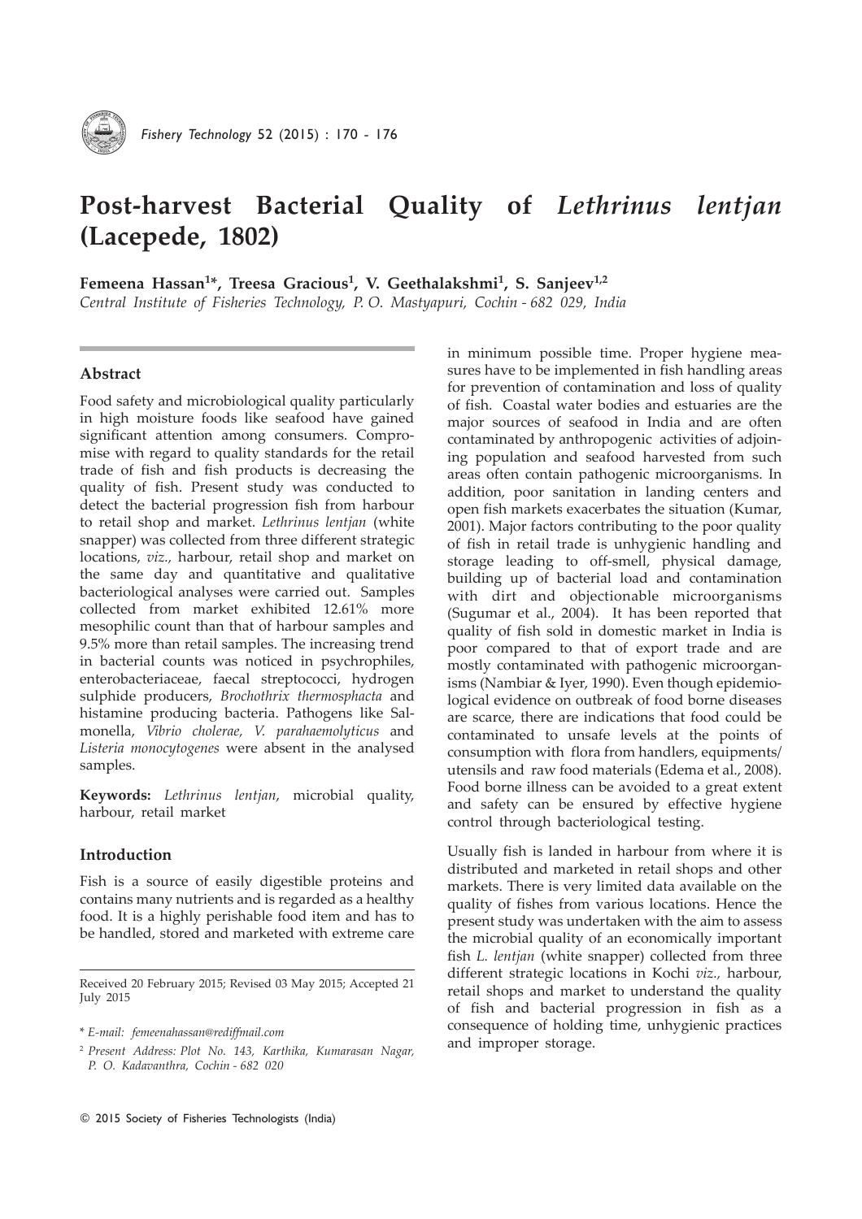# Post-harvest Bacterial Quality of *Lethrinus lentjan* (Lacepede, 1802)

**Femeena Hassan[1]*, Treesa Gracious[1], V. Geethalakshmi[1], S. Sanjeev[1,2]**

*Central Institute of Fisheries Technology, P. O. Mastyapuri, Cochin - 682 029, India*

## Abstract

Food safety and microbiological quality particularly in high moisture foods like seafood have gained significant attention among consumers. Compromise with regard to quality standards for the retail trade of fish and fish products is decreasing the quality of fish. Present study was conducted to detect the bacterial progression fish from harbour to retail shop and market. *Lethrinus lentjan* (white snapper) was collected from three different strategic locations, *viz.*, harbour, retail shop and market on the same day and quantitative and qualitative bacteriological analyses were carried out. Samples collected from market exhibited 12.61% more mesophilic count than that of harbour samples and 9.5% more than retail samples. The increasing trend in bacterial counts was noticed in psychrophiles, enterobacteriaceae, faecal streptococci, hydrogen sulphide producers, *Brochothrix thermosphacta* and histamine producing bacteria. Pathogens like Salmonella, *Vibrio cholerae, V. parahaemolyticus* and *Listeria monocytogenes* were absent in the analysed samples.

**Keywords:** *Lethrinus lentjan*, microbial quality, harbour, retail market

## Introduction

Fish is a source of easily digestible proteins and contains many nutrients and is regarded as a healthy food. It is a highly perishable food item and has to be handled, stored and marketed with extreme care in minimum possible time. Proper hygiene measures have to be implemented in fish handling areas for prevention of contamination and loss of quality of fish. Coastal water bodies and estuaries are the major sources of seafood in India and are often contaminated by anthropogenic activities of adjoining population and seafood harvested from such areas often contain pathogenic microorganisms. In addition, poor sanitation in landing centers and open fish markets exacerbates the situation (Kumar, 2001). Major factors contributing to the poor quality of fish in retail trade is unhygienic handling and storage leading to off-smell, physical damage, building up of bacterial load and contamination with dirt and objectionable microorganisms (Sugumar et al., 2004). It has been reported that quality of fish sold in domestic market in India is poor compared to that of export trade and are mostly contaminated with pathogenic microorganisms (Nambiar & Iyer, 1990). Even though epidemiological evidence on outbreak of food borne diseases are scarce, there are indications that food could be contaminated to unsafe levels at the points of consumption with flora from handlers, equipments/ utensils and raw food materials (Edema et al., 2008). Food borne illness can be avoided to a great extent and safety can be ensured by effective hygiene control through bacteriological testing.

Usually fish is landed in harbour from where it is distributed and marketed in retail shops and other markets. There is very limited data available on the quality of fishes from various locations. Hence the present study was undertaken with the aim to assess the microbial quality of an economically important fish *L. lentjan* (white snapper) collected from three different strategic locations in Kochi *viz.*, harbour, retail shops and market to understand the quality of fish and bacterial progression in fish as a consequence of holding time, unhygienic practices and improper storage.

Received 20 February 2015; Revised 03 May 2015; Accepted 21 July 2015

\* *E-mail: femeenahassan@rediffmail.com*

[2] *Present Address: Plot No. 143, Karthika, Kumarasan Nagar, P. O. Kadavanthra, Cochin - 682 020*

© 2015 Society of Fisheries Technologists (India)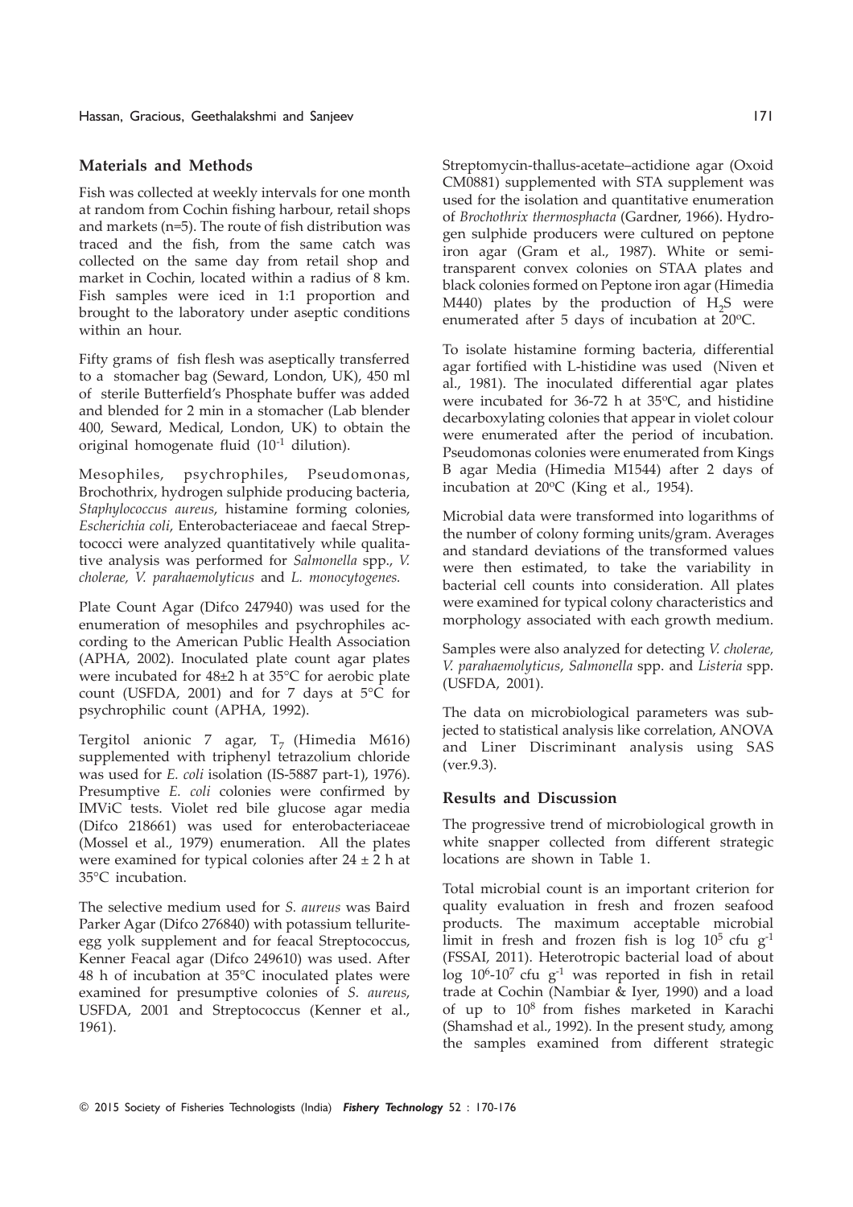## Materials and Methods

Fish was collected at weekly intervals for one month at random from Cochin fishing harbour, retail shops and markets (n=5). The route of fish distribution was traced and the fish, from the same catch was collected on the same day from retail shop and market in Cochin, located within a radius of 8 km. Fish samples were iced in 1:1 proportion and brought to the laboratory under aseptic conditions within an hour.

Fifty grams of fish flesh was aseptically transferred to a stomacher bag (Seward, London, UK), 450 ml of sterile Butterfield's Phosphate buffer was added and blended for 2 min in a stomacher (Lab blender 400, Seward, Medical, London, UK) to obtain the original homogenate fluid ($10^{-1}$ dilution).

Mesophiles, psychrophiles, Pseudomonas, Brochothrix, hydrogen sulphide producing bacteria, *Staphylococcus aureus*, histamine forming colonies, *Escherichia coli*, Enterobacteriaceae and faecal Streptococci were analyzed quantitatively while qualitative analysis was performed for *Salmonella* spp., *V. cholerae, V. parahaemolyticus* and *L. monocytogenes.*

Plate Count Agar (Difco 247940) was used for the enumeration of mesophiles and psychrophiles according to the American Public Health Association (APHA, 2002). Inoculated plate count agar plates were incubated for 48±2 h at 35°C for aerobic plate count (USFDA, 2001) and for 7 days at 5°C for psychrophilic count (APHA, 1992).

Tergitol anionic 7 agar, $T_7$ (Himedia M616) supplemented with triphenyl tetrazolium chloride was used for *E. coli* isolation (IS-5887 part-1), 1976). Presumptive *E. coli* colonies were confirmed by IMViC tests. Violet red bile glucose agar media (Difco 218661) was used for enterobacteriaceae (Mossel et al., 1979) enumeration. All the plates were examined for typical colonies after 24 ± 2 h at 35°C incubation.

The selective medium used for *S. aureus* was Baird Parker Agar (Difco 276840) with potassium tellurite-egg yolk supplement and for feacal Streptococcus, Kenner Feacal agar (Difco 249610) was used. After 48 h of incubation at 35°C inoculated plates were examined for presumptive colonies of *S. aureus*, USFDA, 2001 and Streptococcus (Kenner et al., 1961).

Streptomycin-thallus-acetate–actidione agar (Oxoid CM0881) supplemented with STA supplement was used for the isolation and quantitative enumeration of *Brochothrix thermosphacta* (Gardner, 1966). Hydrogen sulphide producers were cultured on peptone iron agar (Gram et al., 1987). White or semi-transparent convex colonies on STAA plates and black colonies formed on Peptone iron agar (Himedia M440) plates by the production of $H_2S$ were enumerated after 5 days of incubation at 20°C.

To isolate histamine forming bacteria, differential agar fortified with L-histidine was used (Niven et al., 1981). The inoculated differential agar plates were incubated for 36-72 h at 35°C, and histidine decarboxylating colonies that appear in violet colour were enumerated after the period of incubation. Pseudomonas colonies were enumerated from Kings B agar Media (Himedia M1544) after 2 days of incubation at 20°C (King et al., 1954).

Microbial data were transformed into logarithms of the number of colony forming units/gram. Averages and standard deviations of the transformed values were then estimated, to take the variability in bacterial cell counts into consideration. All plates were examined for typical colony characteristics and morphology associated with each growth medium.

Samples were also analyzed for detecting *V. cholerae, V. parahaemolyticus*, *Salmonella* spp. and *Listeria* spp. (USFDA, 2001).

The data on microbiological parameters was subjected to statistical analysis like correlation, ANOVA and Liner Discriminant analysis using SAS (ver.9.3).

## Results and Discussion

The progressive trend of microbiological growth in white snapper collected from different strategic locations are shown in Table 1.

Total microbial count is an important criterion for quality evaluation in fresh and frozen seafood products. The maximum acceptable microbial limit in fresh and frozen fish is log $10^5$ cfu $g^{-1}$ (FSSAI, 2011). Heterotropic bacterial load of about log $10^6$-$10^7$ cfu $g^{-1}$ was reported in fish in retail trade at Cochin (Nambiar & Iyer, 1990) and a load of up to $10^8$ from fishes marketed in Karachi (Shamshad et al., 1992). In the present study, among the samples examined from different strategic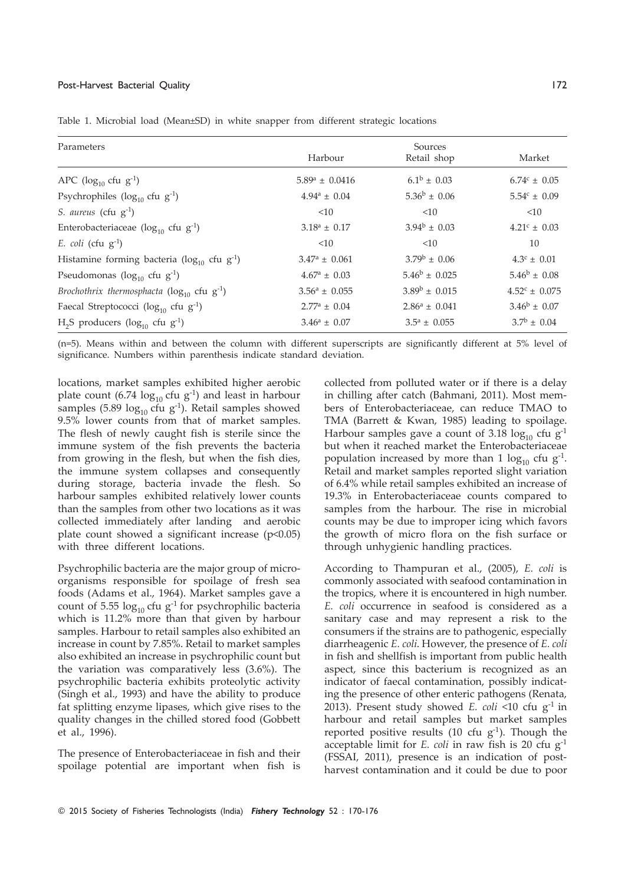Table 1. Microbial load (Mean±SD) in white snapper from different strategic locations

| Parameters | Sources | | |
|---|---|---|---|
| | Harbour | Retail shop | Market |
| APC ($\log_{10}$ cfu $g^{-1}$) | $5.89^a \pm 0.0416$ | $6.1^b \pm 0.03$ | $6.74^c \pm 0.05$ |
| Psychrophiles ($\log_{10}$ cfu $g^{-1}$) | $4.94^a \pm 0.04$ | $5.36^b \pm 0.06$ | $5.54^c \pm 0.09$ |
| *S. aureus* (cfu $g^{-1}$) | <10 | <10 | <10 |
| Enterobacteriaceae ($\log_{10}$ cfu $g^{-1}$) | $3.18^a \pm 0.17$ | $3.94^b \pm 0.03$ | $4.21^c \pm 0.03$ |
| *E. coli* (cfu $g^{-1}$) | <10 | <10 | 10 |
| Histamine forming bacteria ($\log_{10}$ cfu $g^{-1}$) | $3.47^a \pm 0.061$ | $3.79^b \pm 0.06$ | $4.3^c \pm 0.01$ |
| Pseudomonas ($\log_{10}$ cfu $g^{-1}$) | $4.67^a \pm 0.03$ | $5.46^b \pm 0.025$ | $5.46^b \pm 0.08$ |
| *Brochothrix thermosphacta* ($\log_{10}$ cfu $g^{-1}$) | $3.56^a \pm 0.055$ | $3.89^b \pm 0.015$ | $4.52^c \pm 0.075$ |
| Faecal Streptococci ($\log_{10}$ cfu $g^{-1}$) | $2.77^a \pm 0.04$ | $2.86^a \pm 0.041$ | $3.46^b \pm 0.07$ |
| $H_2S$ producers ($\log_{10}$ cfu $g^{-1}$) | $3.46^a \pm 0.07$ | $3.5^a \pm 0.055$ | $3.7^b \pm 0.04$ |

(n=5). Means within and between the column with different superscripts are significantly different at 5% level of significance. Numbers within parenthesis indicate standard deviation.

locations, market samples exhibited higher aerobic plate count (6.74 $\log_{10}$ cfu $g^{-1}$) and least in harbour samples (5.89 $\log_{10}$ cfu $g^{-1}$). Retail samples showed 9.5% lower counts from that of market samples. The flesh of newly caught fish is sterile since the immune system of the fish prevents the bacteria from growing in the flesh, but when the fish dies, the immune system collapses and consequently during storage, bacteria invade the flesh. So harbour samples exhibited relatively lower counts than the samples from other two locations as it was collected immediately after landing and aerobic plate count showed a significant increase ($p<0.05$) with three different locations.

Psychrophilic bacteria are the major group of microorganisms responsible for spoilage of fresh sea foods (Adams et al., 1964). Market samples gave a count of 5.55 $\log_{10}$ cfu $g^{-1}$ for psychrophilic bacteria which is 11.2% more than that given by harbour samples. Harbour to retail samples also exhibited an increase in count by 7.85%. Retail to market samples also exhibited an increase in psychrophilic count but the variation was comparatively less (3.6%). The psychrophilic bacteria exhibits proteolytic activity (Singh et al., 1993) and have the ability to produce fat splitting enzyme lipases, which give rises to the quality changes in the chilled stored food (Gobbett et al., 1996).

The presence of Enterobacteriaceae in fish and their spoilage potential are important when fish is collected from polluted water or if there is a delay in chilling after catch (Bahmani, 2011). Most members of Enterobacteriaceae, can reduce TMAO to TMA (Barrett & Kwan, 1985) leading to spoilage. Harbour samples gave a count of 3.18 $\log_{10}$ cfu $g^{-1}$ but when it reached market the Enterobacteriaceae population increased by more than 1 $\log_{10}$ cfu $g^{-1}$. Retail and market samples reported slight variation of 6.4% while retail samples exhibited an increase of 19.3% in Enterobacteriaceae counts compared to samples from the harbour. The rise in microbial counts may be due to improper icing which favors the growth of micro flora on the fish surface or through unhygienic handling practices.

According to Thampuran et al., (2005), *E. coli* is commonly associated with seafood contamination in the tropics, where it is encountered in high number. *E. coli* occurrence in seafood is considered as a sanitary case and may represent a risk to the consumers if the strains are to pathogenic, especially diarrheagenic *E. coli*. However, the presence of *E. coli* in fish and shellfish is important from public health aspect, since this bacterium is recognized as an indicator of faecal contamination, possibly indicating the presence of other enteric pathogens (Renata, 2013). Present study showed *E. coli* <10 cfu $g^{-1}$ in harbour and retail samples but market samples reported positive results (10 cfu $g^{-1}$). Though the acceptable limit for *E. coli* in raw fish is 20 cfu $g^{-1}$ (FSSAI, 2011), presence is an indication of post-harvest contamination and it could be due to poor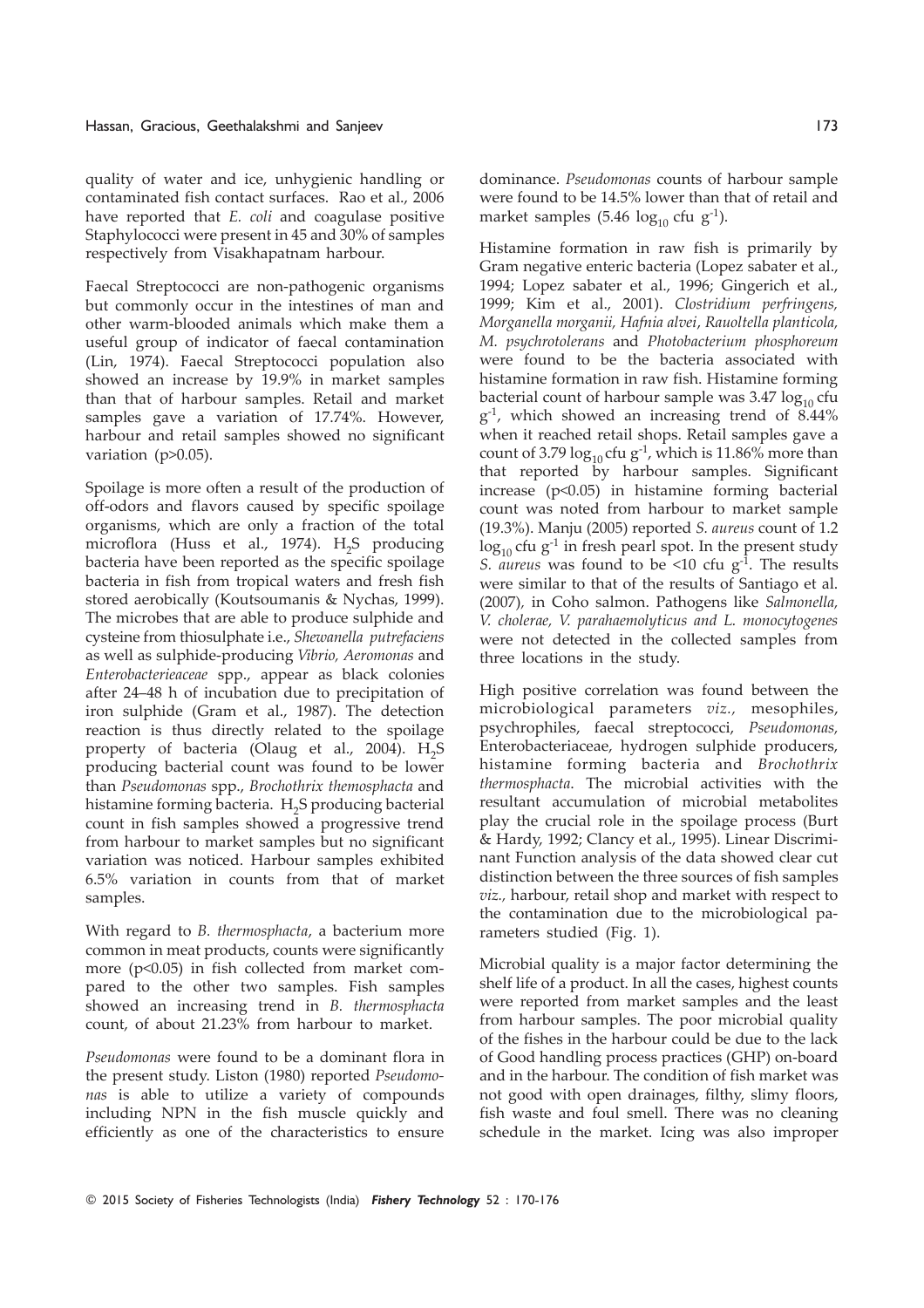quality of water and ice, unhygienic handling or contaminated fish contact surfaces. Rao et al., 2006 have reported that *E. coli* and coagulase positive Staphylococci were present in 45 and 30% of samples respectively from Visakhapatnam harbour.

Faecal Streptococci are non-pathogenic organisms but commonly occur in the intestines of man and other warm-blooded animals which make them a useful group of indicator of faecal contamination (Lin, 1974). Faecal Streptococci population also showed an increase by 19.9% in market samples than that of harbour samples. Retail and market samples gave a variation of 17.74%. However, harbour and retail samples showed no significant variation ($p>0.05$).

Spoilage is more often a result of the production of off-odors and flavors caused by specific spoilage organisms, which are only a fraction of the total microflora (Huss et al., 1974). $H_2S$ producing bacteria have been reported as the specific spoilage bacteria in fish from tropical waters and fresh fish stored aerobically (Koutsoumanis & Nychas, 1999). The microbes that are able to produce sulphide and cysteine from thiosulphate i.e., *Shewanella putrefaciens* as well as sulphide-producing *Vibrio, Aeromonas* and *Enterobacterieaceae* spp., appear as black colonies after 24–48 h of incubation due to precipitation of iron sulphide (Gram et al., 1987). The detection reaction is thus directly related to the spoilage property of bacteria (Olaug et al., 2004). $H_2S$ producing bacterial count was found to be lower than *Pseudomonas* spp., *Brochothrix themosphacta* and histamine forming bacteria. $H_2S$ producing bacterial count in fish samples showed a progressive trend from harbour to market samples but no significant variation was noticed. Harbour samples exhibited 6.5% variation in counts from that of market samples.

With regard to *B. thermosphacta*, a bacterium more common in meat products, counts were significantly more ($p<0.05$) in fish collected from market compared to the other two samples. Fish samples showed an increasing trend in *B. thermosphacta* count, of about 21.23% from harbour to market.

*Pseudomonas* were found to be a dominant flora in the present study. Liston (1980) reported *Pseudomonas* is able to utilize a variety of compounds including NPN in the fish muscle quickly and efficiently as one of the characteristics to ensure dominance. *Pseudomonas* counts of harbour sample were found to be 14.5% lower than that of retail and market samples (5.46 $\log_{10}$ cfu $g^{-1}$).

Histamine formation in raw fish is primarily by Gram negative enteric bacteria (Lopez sabater et al., 1994; Lopez sabater et al., 1996; Gingerich et al., 1999; Kim et al., 2001). *Clostridium perfringens, Morganella morganii, Hafnia alvei*, *Rauoltella planticola, M. psychrotolerans* and *Photobacterium phosphoreum* were found to be the bacteria associated with histamine formation in raw fish. Histamine forming bacterial count of harbour sample was 3.47 $\log_{10}$ cfu $g^{-1}$, which showed an increasing trend of 8.44% when it reached retail shops. Retail samples gave a count of 3.79 $\log_{10}$ cfu $g^{-1}$, which is 11.86% more than that reported by harbour samples. Significant increase ($p<0.05$) in histamine forming bacterial count was noted from harbour to market sample (19.3%). Manju (2005) reported *S. aureus* count of 1.2 $\log_{10}$ cfu $g^{-1}$ in fresh pearl spot. In the present study *S. aureus* was found to be <10 cfu $g^{-1}$. The results were similar to that of the results of Santiago et al. (2007), in Coho salmon. Pathogens like *Salmonella, V. cholerae, V. parahaemolyticus and L. monocytogenes* were not detected in the collected samples from three locations in the study.

High positive correlation was found between the microbiological parameters *viz.,* mesophiles, psychrophiles, faecal streptococci, *Pseudomonas,* Enterobacteriaceae, hydrogen sulphide producers, histamine forming bacteria and *Brochothrix thermosphacta*. The microbial activities with the resultant accumulation of microbial metabolites play the crucial role in the spoilage process (Burt & Hardy, 1992; Clancy et al., 1995). Linear Discriminant Function analysis of the data showed clear cut distinction between the three sources of fish samples *viz.*, harbour, retail shop and market with respect to the contamination due to the microbiological parameters studied (Fig. 1).

Microbial quality is a major factor determining the shelf life of a product. In all the cases, highest counts were reported from market samples and the least from harbour samples. The poor microbial quality of the fishes in the harbour could be due to the lack of Good handling process practices (GHP) on-board and in the harbour. The condition of fish market was not good with open drainages, filthy, slimy floors, fish waste and foul smell. There was no cleaning schedule in the market. Icing was also improper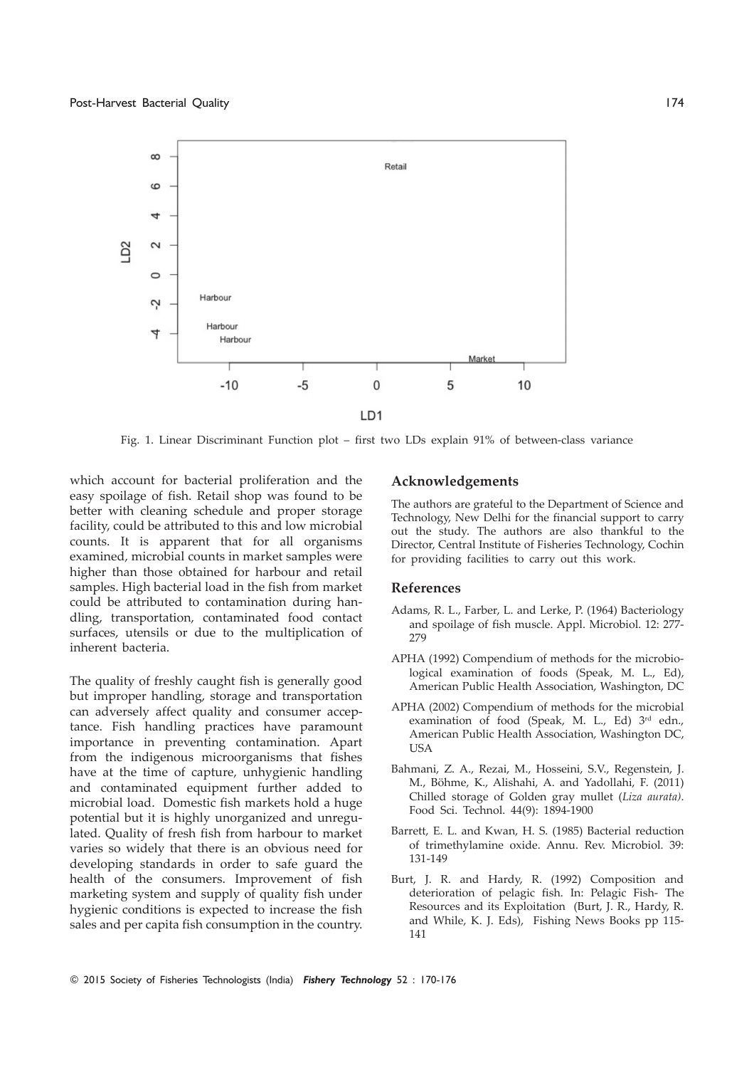Fig. 1. Linear Discriminant Function plot – first two LDs explain 91% of between-class variance

which account for bacterial proliferation and the easy spoilage of fish. Retail shop was found to be better with cleaning schedule and proper storage facility, could be attributed to this and low microbial counts. It is apparent that for all organisms examined, microbial counts in market samples were higher than those obtained for harbour and retail samples. High bacterial load in the fish from market could be attributed to contamination during handling, transportation, contaminated food contact surfaces, utensils or due to the multiplication of inherent bacteria.

The quality of freshly caught fish is generally good but improper handling, storage and transportation can adversely affect quality and consumer acceptance. Fish handling practices have paramount importance in preventing contamination. Apart from the indigenous microorganisms that fishes have at the time of capture, unhygienic handling and contaminated equipment further added to microbial load. Domestic fish markets hold a huge potential but it is highly unorganized and unregulated. Quality of fresh fish from harbour to market varies so widely that there is an obvious need for developing standards in order to safe guard the health of the consumers. Improvement of fish marketing system and supply of quality fish under hygienic conditions is expected to increase the fish sales and per capita fish consumption in the country.

## Acknowledgements

The authors are grateful to the Department of Science and Technology, New Delhi for the financial support to carry out the study. The authors are also thankful to the Director, Central Institute of Fisheries Technology, Cochin for providing facilities to carry out this work.

## References

Adams, R. L., Farber, L. and Lerke, P. (1964) Bacteriology and spoilage of fish muscle. Appl. Microbiol. 12: 277-279

APHA (1992) Compendium of methods for the microbiological examination of foods (Speak, M. L., Ed), American Public Health Association, Washington, DC

APHA (2002) Compendium of methods for the microbial examination of food (Speak, M. L., Ed) 3rd edn., American Public Health Association, Washington DC, USA

Bahmani, Z. A., Rezai, M., Hosseini, S.V., Regenstein, J. M., Böhme, K., Alishahi, A. and Yadollahi, F. (2011) Chilled storage of Golden gray mullet (*Liza aurata*). Food Sci. Technol. 44(9): 1894-1900

Barrett, E. L. and Kwan, H. S. (1985) Bacterial reduction of trimethylamine oxide. Annu. Rev. Microbiol. 39: 131-149

Burt, J. R. and Hardy, R. (1992) Composition and deterioration of pelagic fish. In: Pelagic Fish- The Resources and its Exploitation (Burt, J. R., Hardy, R. and While, K. J. Eds), Fishing News Books pp 115-141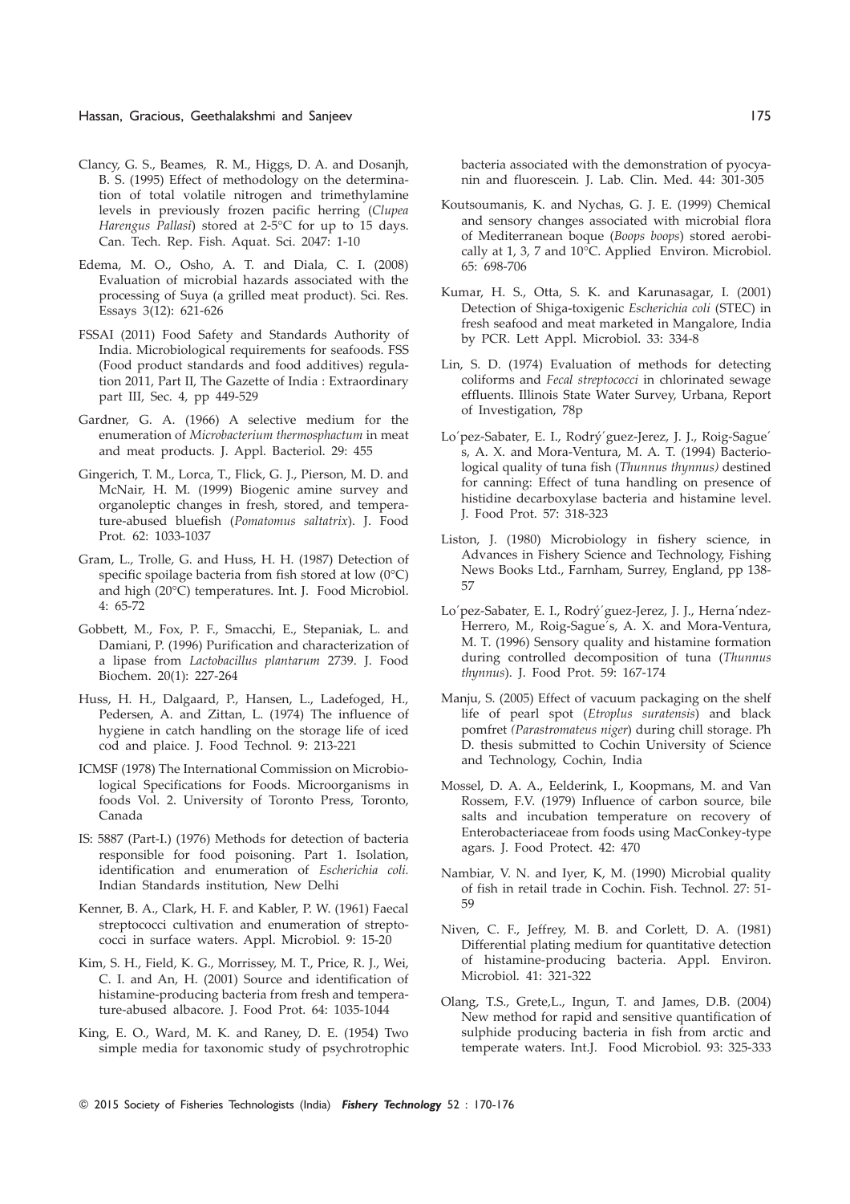Clancy, G. S., Beames, R. M., Higgs, D. A. and Dosanjh, B. S. (1995) Effect of methodology on the determination of total volatile nitrogen and trimethylamine levels in previously frozen pacific herring (*Clupea Harengus Pallasi*) stored at 2-5°C for up to 15 days. Can. Tech. Rep. Fish. Aquat. Sci. 2047: 1-10

Edema, M. O., Osho, A. T. and Diala, C. I. (2008) Evaluation of microbial hazards associated with the processing of Suya (a grilled meat product). Sci. Res. Essays 3(12): 621-626

FSSAI (2011) Food Safety and Standards Authority of India. Microbiological requirements for seafoods. FSS (Food product standards and food additives) regulation 2011, Part II, The Gazette of India : Extraordinary part III, Sec. 4, pp 449-529

Gardner, G. A. (1966) A selective medium for the enumeration of *Microbacterium thermosphactum* in meat and meat products. J. Appl. Bacteriol. 29: 455

Gingerich, T. M., Lorca, T., Flick, G. J., Pierson, M. D. and McNair, H. M. (1999) Biogenic amine survey and organoleptic changes in fresh, stored, and temperature-abused bluefish (*Pomatomus saltatrix*). J. Food Prot. 62: 1033-1037

Gram, L., Trolle, G. and Huss, H. H. (1987) Detection of specific spoilage bacteria from fish stored at low (0°C) and high (20°C) temperatures. Int. J. Food Microbiol. 4: 65-72

Gobbett, M., Fox, P. F., Smacchi, E., Stepaniak, L. and Damiani, P. (1996) Purification and characterization of a lipase from *Lactobacillus plantarum* 2739. J. Food Biochem. 20(1): 227-264

Huss, H. H., Dalgaard, P., Hansen, L., Ladefoged, H., Pedersen, A. and Zittan, L. (1974) The influence of hygiene in catch handling on the storage life of iced cod and plaice. J. Food Technol. 9: 213-221

ICMSF (1978) The International Commission on Microbiological Specifications for Foods. Microorganisms in foods Vol. 2. University of Toronto Press, Toronto, Canada

IS: 5887 (Part-I.) (1976) Methods for detection of bacteria responsible for food poisoning. Part 1. Isolation, identification and enumeration of *Escherichia coli.* Indian Standards institution, New Delhi

Kenner, B. A., Clark, H. F. and Kabler, P. W. (1961) Faecal streptococci cultivation and enumeration of streptococci in surface waters. Appl. Microbiol. 9: 15-20

Kim, S. H., Field, K. G., Morrissey, M. T., Price, R. J., Wei, C. I. and An, H. (2001) Source and identification of histamine-producing bacteria from fresh and temperature-abused albacore. J. Food Prot. 64: 1035-1044

King, E. O., Ward, M. K. and Raney, D. E. (1954) Two simple media for taxonomic study of psychrotrophic bacteria associated with the demonstration of pyocyanin and fluorescein. J. Lab. Clin. Med. 44: 301-305

Koutsoumanis, K. and Nychas, G. J. E. (1999) Chemical and sensory changes associated with microbial flora of Mediterranean boque (*Boops boops*) stored aerobically at 1, 3, 7 and 10°C. Applied Environ. Microbiol. 65: 698-706

Kumar, H. S., Otta, S. K. and Karunasagar, I. (2001) Detection of Shiga-toxigenic *Escherichia coli* (STEC) in fresh seafood and meat marketed in Mangalore, India by PCR. Lett Appl. Microbiol. 33: 334-8

Lin, S. D. (1974) Evaluation of methods for detecting coliforms and *Fecal streptococci* in chlorinated sewage effluents. Illinois State Water Survey, Urbana, Report of Investigation, 78p

Lo´pez-Sabater, E. I., Rodrý´guez-Jerez, J. J., Roig-Sague´s, A. X. and Mora-Ventura, M. A. T. (1994) Bacteriological quality of tuna fish (*Thunnus thynnus)* destined for canning: Effect of tuna handling on presence of histidine decarboxylase bacteria and histamine level. J. Food Prot. 57: 318-323

Liston, J. (1980) Microbiology in fishery science, in Advances in Fishery Science and Technology, Fishing News Books Ltd., Farnham, Surrey, England, pp 138-57

Lo´pez-Sabater, E. I., Rodrý´guez-Jerez, J. J., Herna´ndez-Herrero, M., Roig-Sague´s, A. X. and Mora-Ventura, M. T. (1996) Sensory quality and histamine formation during controlled decomposition of tuna (*Thunnus thynnus*). J. Food Prot. 59: 167-174

Manju, S. (2005) Effect of vacuum packaging on the shelf life of pearl spot (*Etroplus suratensis*) and black pomfret *(Parastromateus niger*) during chill storage. Ph D. thesis submitted to Cochin University of Science and Technology, Cochin, India

Mossel, D. A. A., Eelderink, I., Koopmans, M. and Van Rossem, F.V. (1979) Influence of carbon source, bile salts and incubation temperature on recovery of Enterobacteriaceae from foods using MacConkey-type agars. J. Food Protect. 42: 470

Nambiar, V. N. and Iyer, K, M. (1990) Microbial quality of fish in retail trade in Cochin. Fish. Technol. 27: 51-59

Niven, C. F., Jeffrey, M. B. and Corlett, D. A. (1981) Differential plating medium for quantitative detection of histamine-producing bacteria. Appl. Environ. Microbiol. 41: 321-322

Olang, T.S., Grete,L., Ingun, T. and James, D.B. (2004) New method for rapid and sensitive quantification of sulphide producing bacteria in fish from arctic and temperate waters. Int.J. Food Microbiol. 93: 325-333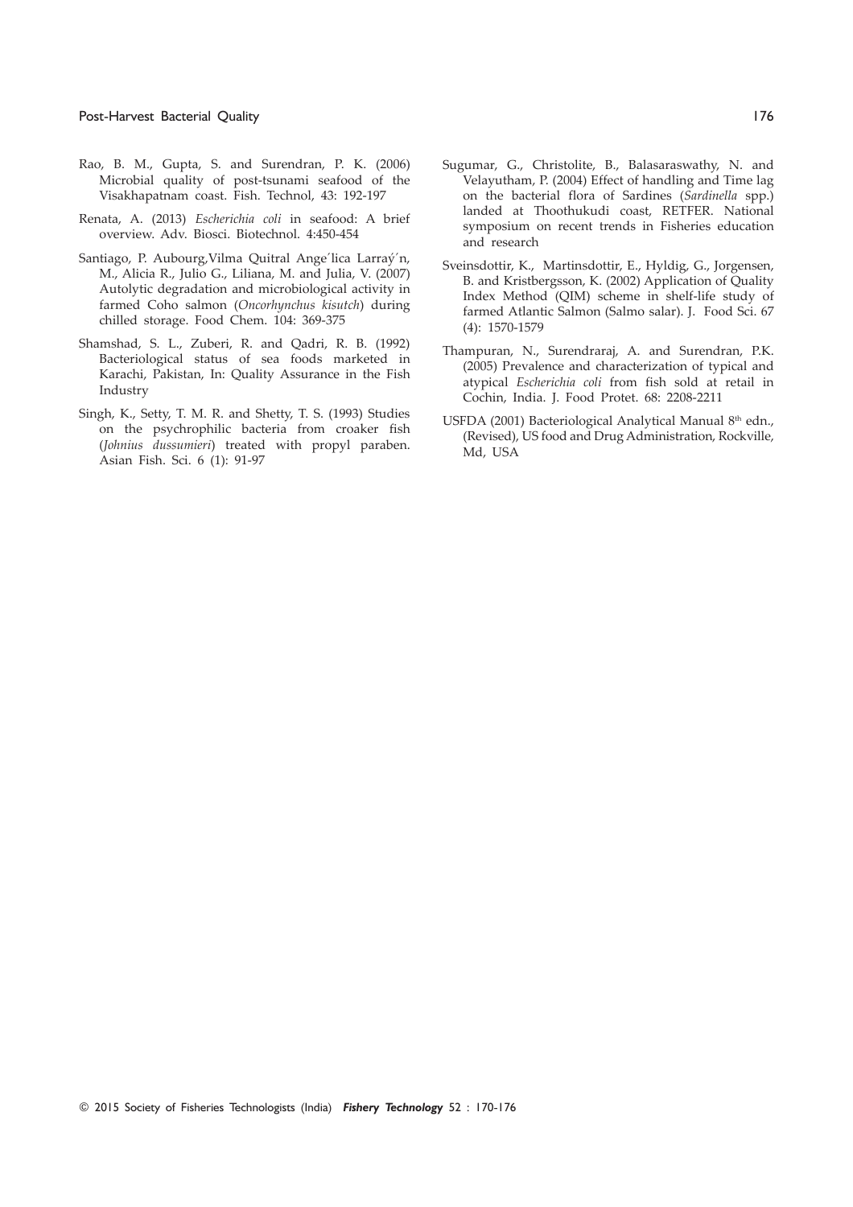Rao, B. M., Gupta, S. and Surendran, P. K. (2006) Microbial quality of post-tsunami seafood of the Visakhapatnam coast. Fish. Technol, 43: 192-197

Renata, A. (2013) *Escherichia coli* in seafood: A brief overview. Adv. Biosci. Biotechnol. 4:450-454

Santiago, P. Aubourg,Vilma Quitral Ange´lica Larraý´n, M., Alicia R., Julio G., Liliana, M. and Julia, V. (2007) Autolytic degradation and microbiological activity in farmed Coho salmon (*Oncorhynchus kisutch*) during chilled storage. Food Chem. 104: 369-375

Shamshad, S. L., Zuberi, R. and Qadri, R. B. (1992) Bacteriological status of sea foods marketed in Karachi, Pakistan, In: Quality Assurance in the Fish Industry

Singh, K., Setty, T. M. R. and Shetty, T. S. (1993) Studies on the psychrophilic bacteria from croaker fish (*Johnius dussumieri*) treated with propyl paraben. Asian Fish. Sci. 6 (1): 91-97

Sugumar, G., Christolite, B., Balasaraswathy, N. and Velayutham, P. (2004) Effect of handling and Time lag on the bacterial flora of Sardines (*Sardinella* spp.) landed at Thoothukudi coast, RETFER. National symposium on recent trends in Fisheries education and research

Sveinsdottir, K., Martinsdottir, E., Hyldig, G., Jorgensen, B. and Kristbergsson, K. (2002) Application of Quality Index Method (QIM) scheme in shelf-life study of farmed Atlantic Salmon (Salmo salar). J. Food Sci. 67 (4): 1570-1579

Thampuran, N., Surendraraj, A. and Surendran, P.K. (2005) Prevalence and characterization of typical and atypical *Escherichia coli* from fish sold at retail in Cochin, India. J. Food Protet. 68: 2208-2211

USFDA (2001) Bacteriological Analytical Manual 8th edn., (Revised), US food and Drug Administration, Rockville, Md, USA